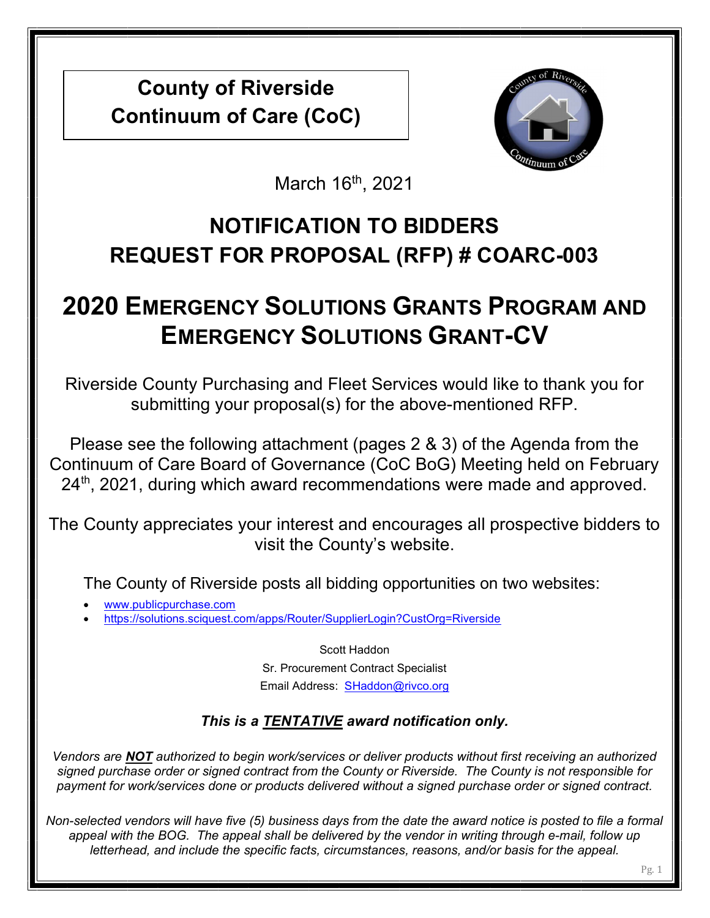**County of Riverside**
**Continuum of Care (CoC)**

March 16th, 2021

# NOTIFICATION TO BIDDERS
# REQUEST FOR PROPOSAL (RFP) # COARC-003

# 2020 EMERGENCY SOLUTIONS GRANTS PROGRAM AND EMERGENCY SOLUTIONS GRANT-CV

Riverside County Purchasing and Fleet Services would like to thank you for submitting your proposal(s) for the above-mentioned RFP.

Please see the following attachment (pages 2 & 3) of the Agenda from the Continuum of Care Board of Governance (CoC BoG) Meeting held on February 24th, 2021, during which award recommendations were made and approved.

The County appreciates your interest and encourages all prospective bidders to visit the County's website.

The County of Riverside posts all bidding opportunities on two websites:

- www.publicpurchase.com
- https://solutions.sciquest.com/apps/Router/SupplierLogin?CustOrg=Riverside

Scott Haddon
Sr. Procurement Contract Specialist
Email Address: SHaddon@rivco.org

***This is a TENTATIVE award notification only.***

*Vendors are **NOT** authorized to begin work/services or deliver products without first receiving an authorized signed purchase order or signed contract from the County or Riverside. The County is not responsible for payment for work/services done or products delivered without a signed purchase order or signed contract.*

*Non-selected vendors will have five (5) business days from the date the award notice is posted to file a formal appeal with the BOG. The appeal shall be delivered by the vendor in writing through e-mail, follow up letterhead, and include the specific facts, circumstances, reasons, and/or basis for the appeal.*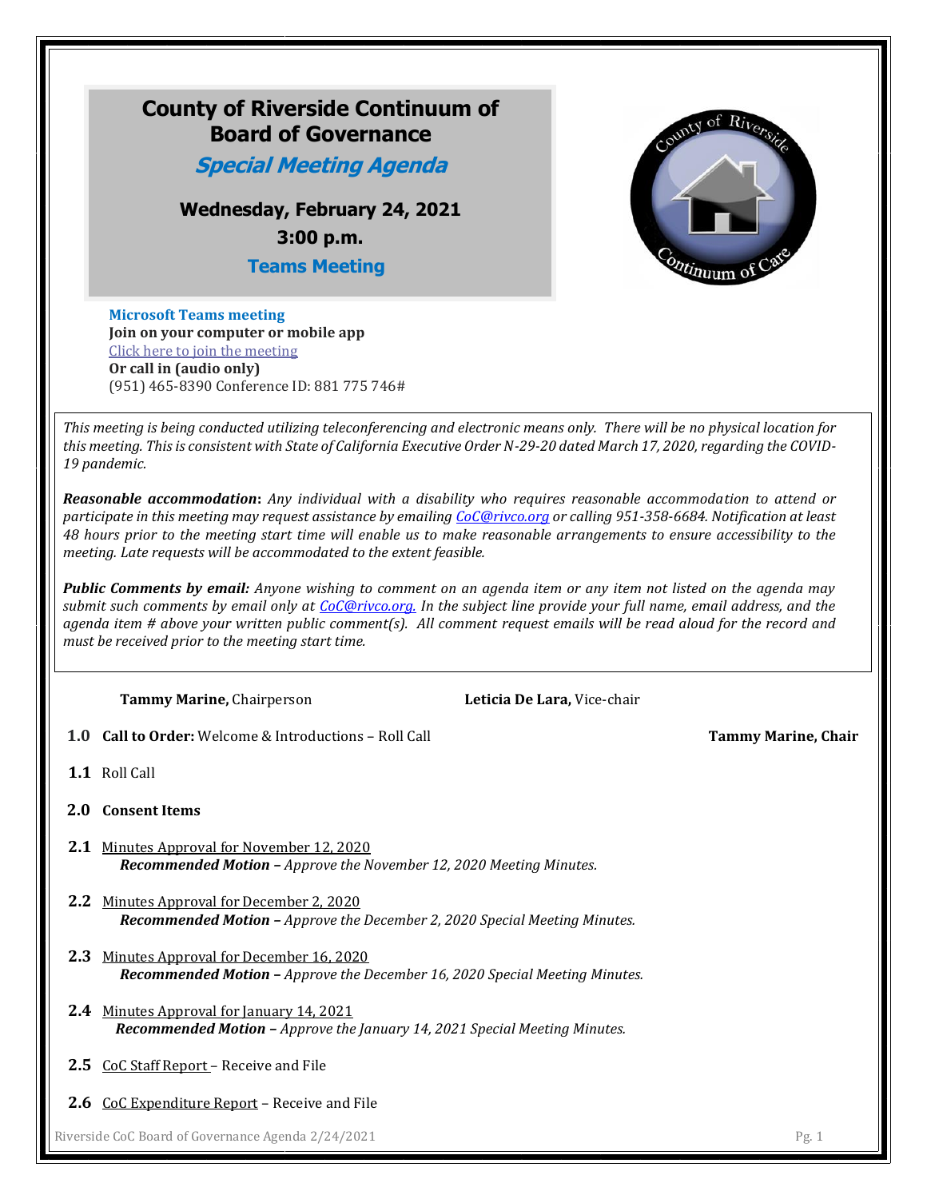# County of Riverside Continuum of Board of Governance

## *Special Meeting Agenda*

**Wednesday, February 24, 2021**

**3:00 p.m.**

**Teams Meeting**

**Microsoft Teams meeting**
**Join on your computer or mobile app**
Click here to join the meeting
**Or call in (audio only)**
(951) 465-8390 Conference ID: 881 775 746#

*This meeting is being conducted utilizing teleconferencing and electronic means only. There will be no physical location for this meeting. This is consistent with State of California Executive Order N-29-20 dated March 17, 2020, regarding the COVID-19 pandemic.*

***Reasonable accommodation*: *Any individual with a disability who requires reasonable accommodation to attend or participate in this meeting may request assistance by emailing CoC@rivco.org or calling 951-358-6684. Notification at least 48 hours prior to the meeting start time will enable us to make reasonable arrangements to ensure accessibility to the meeting. Late requests will be accommodated to the extent feasible.***

***Public Comments by email:*** *Anyone wishing to comment on an agenda item or any item not listed on the agenda may submit such comments by email only at CoC@rivco.org. In the subject line provide your full name, email address, and the agenda item # above your written public comment(s). All comment request emails will be read aloud for the record and must be received prior to the meeting start time.*

**Tammy Marine,** Chairperson **Leticia De Lara,** Vice-chair

**1.0 Call to Order:** Welcome & Introductions – Roll Call **Tammy Marine, Chair**

**1.1** Roll Call

**2.0 Consent Items**

**2.1** Minutes Approval for November 12, 2020
***Recommended Motion –*** *Approve the November 12, 2020 Meeting Minutes.*

**2.2** Minutes Approval for December 2, 2020
***Recommended Motion –*** *Approve the December 2, 2020 Special Meeting Minutes.*

**2.3** Minutes Approval for December 16, 2020
***Recommended Motion –*** *Approve the December 16, 2020 Special Meeting Minutes.*

**2.4** Minutes Approval for January 14, 2021
***Recommended Motion –*** *Approve the January 14, 2021 Special Meeting Minutes.*

**2.5** CoC Staff Report – Receive and File

**2.6** CoC Expenditure Report – Receive and File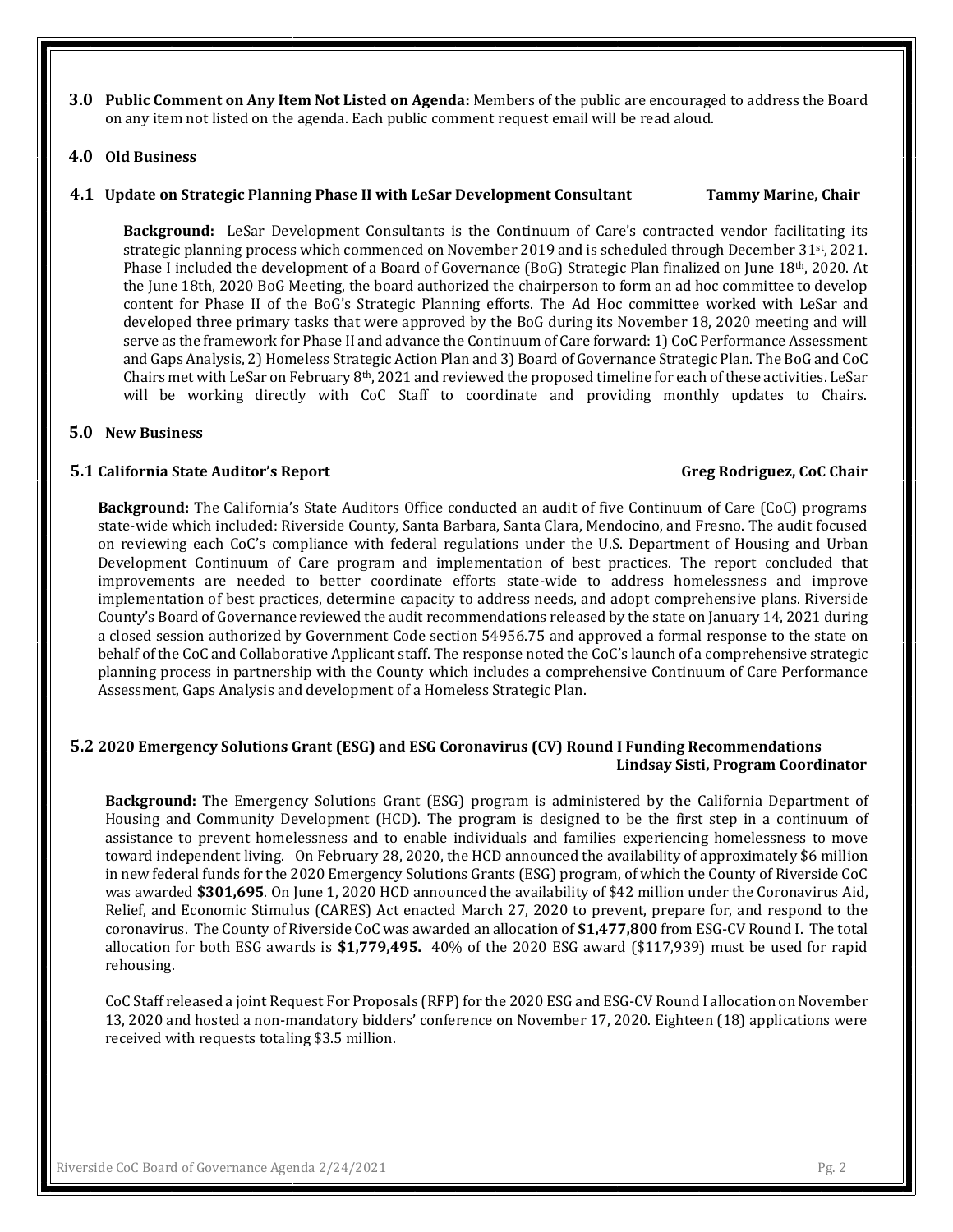**3.0 Public Comment on Any Item Not Listed on Agenda:** Members of the public are encouraged to address the Board on any item not listed on the agenda. Each public comment request email will be read aloud.

## 4.0 Old Business

### 4.1 Update on Strategic Planning Phase II with LeSar Development Consultant — Tammy Marine, Chair

**Background:** LeSar Development Consultants is the Continuum of Care's contracted vendor facilitating its strategic planning process which commenced on November 2019 and is scheduled through December 31st, 2021. Phase I included the development of a Board of Governance (BoG) Strategic Plan finalized on June 18th, 2020. At the June 18th, 2020 BoG Meeting, the board authorized the chairperson to form an ad hoc committee to develop content for Phase II of the BoG's Strategic Planning efforts. The Ad Hoc committee worked with LeSar and developed three primary tasks that were approved by the BoG during its November 18, 2020 meeting and will serve as the framework for Phase II and advance the Continuum of Care forward: 1) CoC Performance Assessment and Gaps Analysis, 2) Homeless Strategic Action Plan and 3) Board of Governance Strategic Plan. The BoG and CoC Chairs met with LeSar on February 8th, 2021 and reviewed the proposed timeline for each of these activities. LeSar will be working directly with CoC Staff to coordinate and providing monthly updates to Chairs.

## 5.0 New Business

### 5.1 California State Auditor's Report — Greg Rodriguez, CoC Chair

**Background:** The California's State Auditors Office conducted an audit of five Continuum of Care (CoC) programs state-wide which included: Riverside County, Santa Barbara, Santa Clara, Mendocino, and Fresno. The audit focused on reviewing each CoC's compliance with federal regulations under the U.S. Department of Housing and Urban Development Continuum of Care program and implementation of best practices. The report concluded that improvements are needed to better coordinate efforts state-wide to address homelessness and improve implementation of best practices, determine capacity to address needs, and adopt comprehensive plans. Riverside County's Board of Governance reviewed the audit recommendations released by the state on January 14, 2021 during a closed session authorized by Government Code section 54956.75 and approved a formal response to the state on behalf of the CoC and Collaborative Applicant staff. The response noted the CoC's launch of a comprehensive strategic planning process in partnership with the County which includes a comprehensive Continuum of Care Performance Assessment, Gaps Analysis and development of a Homeless Strategic Plan.

### 5.2 2020 Emergency Solutions Grant (ESG) and ESG Coronavirus (CV) Round I Funding Recommendations — Lindsay Sisti, Program Coordinator

**Background:** The Emergency Solutions Grant (ESG) program is administered by the California Department of Housing and Community Development (HCD). The program is designed to be the first step in a continuum of assistance to prevent homelessness and to enable individuals and families experiencing homelessness to move toward independent living. On February 28, 2020, the HCD announced the availability of approximately $6 million in new federal funds for the 2020 Emergency Solutions Grants (ESG) program, of which the County of Riverside CoC was awarded **$301,695**. On June 1, 2020 HCD announced the availability of $42 million under the Coronavirus Aid, Relief, and Economic Stimulus (CARES) Act enacted March 27, 2020 to prevent, prepare for, and respond to the coronavirus. The County of Riverside CoC was awarded an allocation of **$1,477,800** from ESG-CV Round I. The total allocation for both ESG awards is **$1,779,495.** 40% of the 2020 ESG award ($117,939) must be used for rapid rehousing.

CoC Staff released a joint Request For Proposals (RFP) for the 2020 ESG and ESG-CV Round I allocation on November 13, 2020 and hosted a non-mandatory bidders' conference on November 17, 2020. Eighteen (18) applications were received with requests totaling $3.5 million.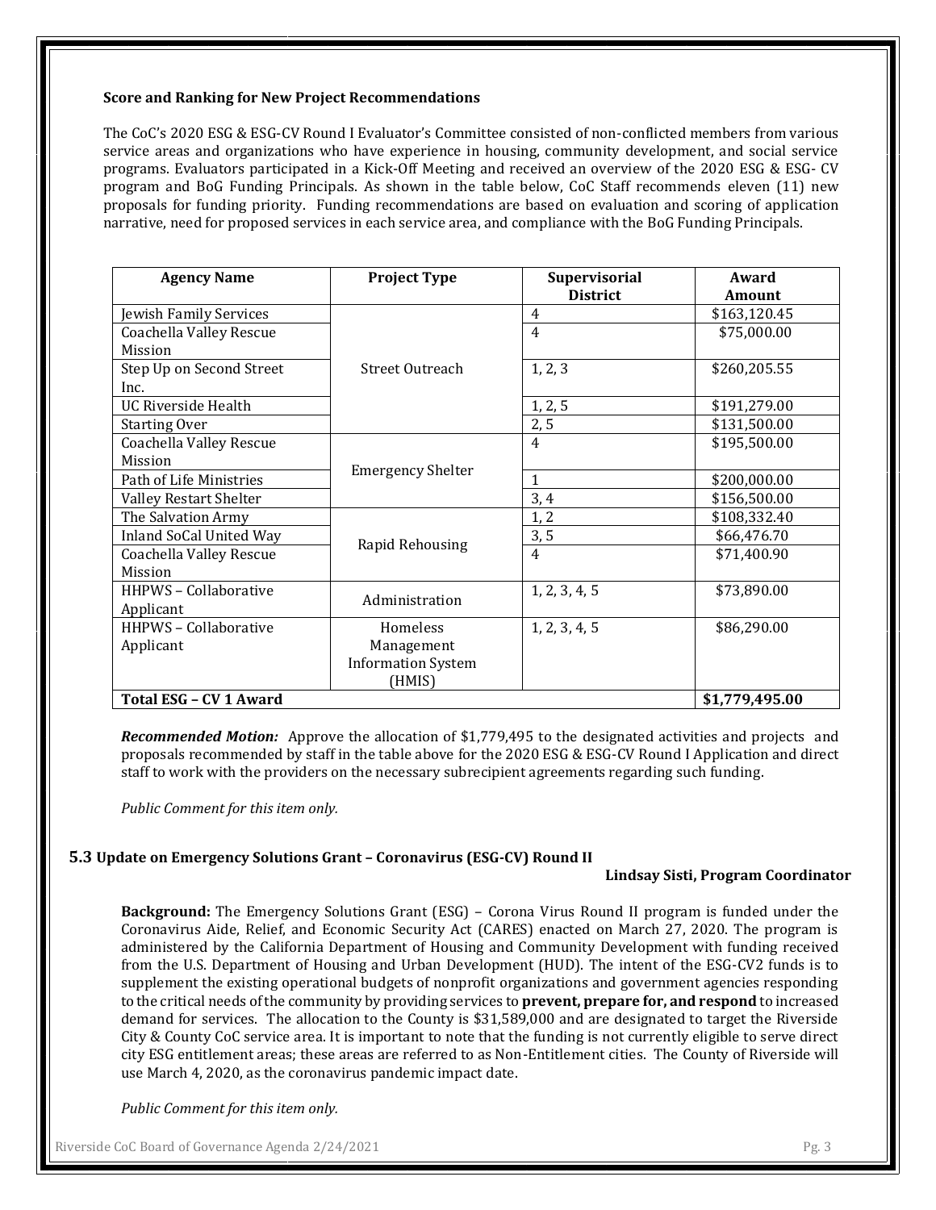**Score and Ranking for New Project Recommendations**

The CoC's 2020 ESG & ESG-CV Round I Evaluator's Committee consisted of non-conflicted members from various service areas and organizations who have experience in housing, community development, and social service programs. Evaluators participated in a Kick-Off Meeting and received an overview of the 2020 ESG & ESG- CV program and BoG Funding Principals. As shown in the table below, CoC Staff recommends eleven (11) new proposals for funding priority. Funding recommendations are based on evaluation and scoring of application narrative, need for proposed services in each service area, and compliance with the BoG Funding Principals.

| Agency Name | Project Type | Supervisorial District | Award Amount |
|---|---|---|---|
| Jewish Family Services | Street Outreach | 4 | $163,120.45 |
| Coachella Valley Rescue Mission | | 4 | $75,000.00 |
| Step Up on Second Street Inc. | | 1, 2, 3 | $260,205.55 |
| UC Riverside Health | | 1, 2, 5 | $191,279.00 |
| Starting Over | | 2, 5 | $131,500.00 |
| Coachella Valley Rescue Mission | Emergency Shelter | 4 | $195,500.00 |
| Path of Life Ministries | | 1 | $200,000.00 |
| Valley Restart Shelter | | 3, 4 | $156,500.00 |
| The Salvation Army | Rapid Rehousing | 1, 2 | $108,332.40 |
| Inland SoCal United Way | | 3, 5 | $66,476.70 |
| Coachella Valley Rescue Mission | | 4 | $71,400.90 |
| HHPWS – Collaborative Applicant | Administration | 1, 2, 3, 4, 5 | $73,890.00 |
| HHPWS – Collaborative Applicant | Homeless Management Information System (HMIS) | 1, 2, 3, 4, 5 | $86,290.00 |
| **Total ESG – CV 1 Award** | | | **$1,779,495.00** |

***Recommended Motion:*** Approve the allocation of $1,779,495 to the designated activities and projects and proposals recommended by staff in the table above for the 2020 ESG & ESG-CV Round I Application and direct staff to work with the providers on the necessary subrecipient agreements regarding such funding.

*Public Comment for this item only.*

### 5.3 Update on Emergency Solutions Grant – Coronavirus (ESG-CV) Round II

**Lindsay Sisti, Program Coordinator**

**Background:** The Emergency Solutions Grant (ESG) – Corona Virus Round II program is funded under the Coronavirus Aide, Relief, and Economic Security Act (CARES) enacted on March 27, 2020. The program is administered by the California Department of Housing and Community Development with funding received from the U.S. Department of Housing and Urban Development (HUD). The intent of the ESG-CV2 funds is to supplement the existing operational budgets of nonprofit organizations and government agencies responding to the critical needs of the community by providing services to **prevent, prepare for, and respond** to increased demand for services. The allocation to the County is $31,589,000 and are designated to target the Riverside City & County CoC service area. It is important to note that the funding is not currently eligible to serve direct city ESG entitlement areas; these areas are referred to as Non-Entitlement cities. The County of Riverside will use March 4, 2020, as the coronavirus pandemic impact date.

*Public Comment for this item only.*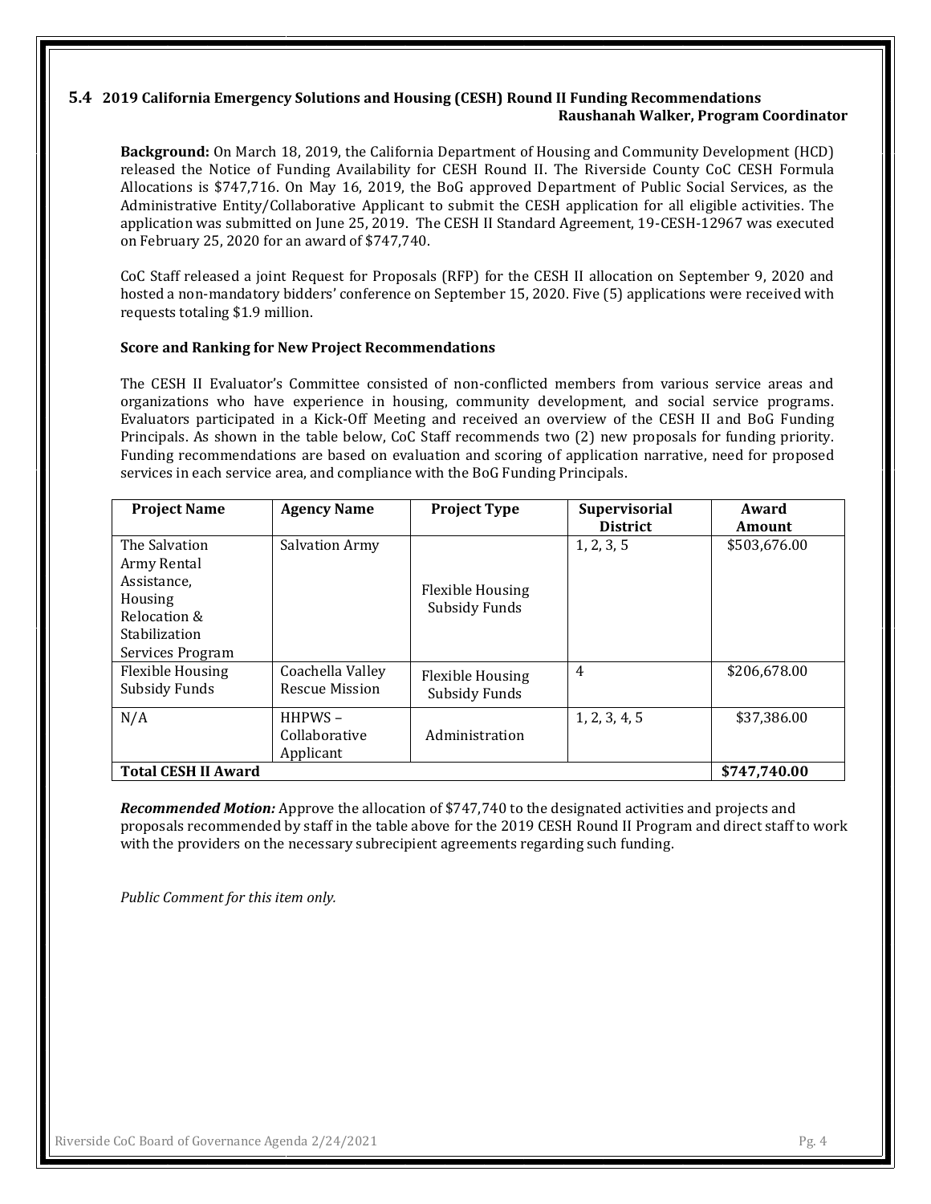## 5.4 2019 California Emergency Solutions and Housing (CESH) Round II Funding Recommendations

**Raushanah Walker, Program Coordinator**

**Background:** On March 18, 2019, the California Department of Housing and Community Development (HCD) released the Notice of Funding Availability for CESH Round II. The Riverside County CoC CESH Formula Allocations is $747,716. On May 16, 2019, the BoG approved Department of Public Social Services, as the Administrative Entity/Collaborative Applicant to submit the CESH application for all eligible activities. The application was submitted on June 25, 2019. The CESH II Standard Agreement, 19-CESH-12967 was executed on February 25, 2020 for an award of $747,740.

CoC Staff released a joint Request for Proposals (RFP) for the CESH II allocation on September 9, 2020 and hosted a non-mandatory bidders' conference on September 15, 2020. Five (5) applications were received with requests totaling $1.9 million.

**Score and Ranking for New Project Recommendations**

The CESH II Evaluator's Committee consisted of non-conflicted members from various service areas and organizations who have experience in housing, community development, and social service programs. Evaluators participated in a Kick-Off Meeting and received an overview of the CESH II and BoG Funding Principals. As shown in the table below, CoC Staff recommends two (2) new proposals for funding priority. Funding recommendations are based on evaluation and scoring of application narrative, need for proposed services in each service area, and compliance with the BoG Funding Principals.

| Project Name | Agency Name | Project Type | Supervisorial District | Award Amount |
|---|---|---|---|---|
| The Salvation Army Rental Assistance, Housing Relocation & Stabilization Services Program | Salvation Army | Flexible Housing Subsidy Funds | 1, 2, 3, 5 | $503,676.00 |
| Flexible Housing Subsidy Funds | Coachella Valley Rescue Mission | Flexible Housing Subsidy Funds | 4 | $206,678.00 |
| N/A | HHPWS – Collaborative Applicant | Administration | 1, 2, 3, 4, 5 | $37,386.00 |
| **Total CESH II Award** | | | | **$747,740.00** |

***Recommended Motion:*** Approve the allocation of $747,740 to the designated activities and projects and proposals recommended by staff in the table above for the 2019 CESH Round II Program and direct staff to work with the providers on the necessary subrecipient agreements regarding such funding.

*Public Comment for this item only.*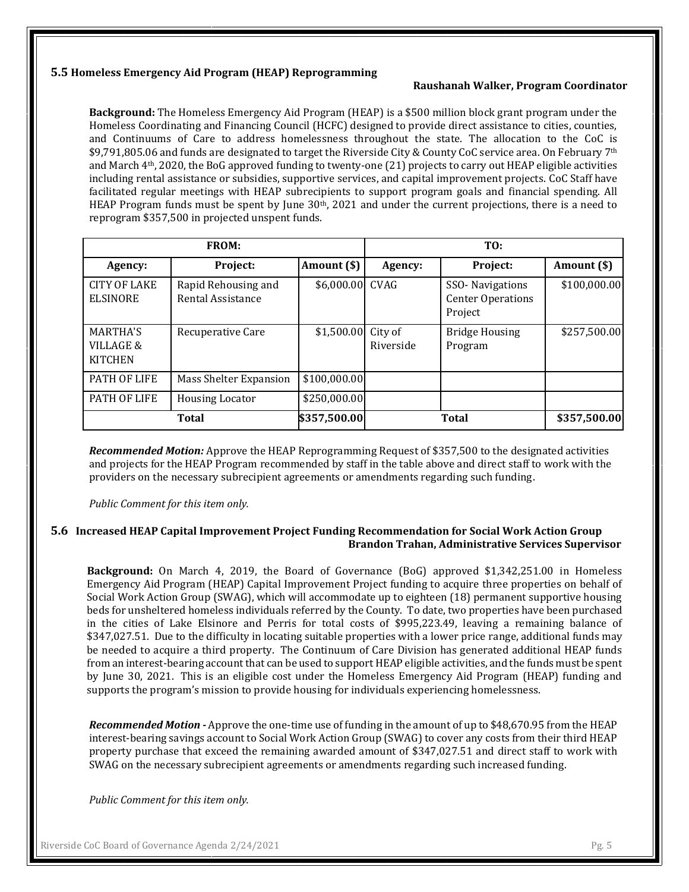### 5.5 Homeless Emergency Aid Program (HEAP) Reprogramming

**Raushanah Walker, Program Coordinator**

**Background:** The Homeless Emergency Aid Program (HEAP) is a $500 million block grant program under the Homeless Coordinating and Financing Council (HCFC) designed to provide direct assistance to cities, counties, and Continuums of Care to address homelessness throughout the state. The allocation to the CoC is $9,791,805.06 and funds are designated to target the Riverside City & County CoC service area. On February 7th and March 4th, 2020, the BoG approved funding to twenty-one (21) projects to carry out HEAP eligible activities including rental assistance or subsidies, supportive services, and capital improvement projects. CoC Staff have facilitated regular meetings with HEAP subrecipients to support program goals and financial spending. All HEAP Program funds must be spent by June 30th, 2021 and under the current projections, there is a need to reprogram $357,500 in projected unspent funds.

| FROM: | | | TO: | | |
|---|---|---|---|---|---|
| **Agency:** | **Project:** | **Amount ($)** | **Agency:** | **Project:** | **Amount ($)** |
| CITY OF LAKE ELSINORE | Rapid Rehousing and Rental Assistance | $6,000.00 | CVAG | SSO- Navigations Center Operations Project | $100,000.00 |
| MARTHA'S VILLAGE & KITCHEN | Recuperative Care | $1,500.00 | City of Riverside | Bridge Housing Program | $257,500.00 |
| PATH OF LIFE | Mass Shelter Expansion | $100,000.00 | | | |
| PATH OF LIFE | Housing Locator | $250,000.00 | | | |
| **Total** | | **$357,500.00** | **Total** | | **$357,500.00** |

***Recommended Motion:*** Approve the HEAP Reprogramming Request of $357,500 to the designated activities and projects for the HEAP Program recommended by staff in the table above and direct staff to work with the providers on the necessary subrecipient agreements or amendments regarding such funding.

*Public Comment for this item only.*

### 5.6 Increased HEAP Capital Improvement Project Funding Recommendation for Social Work Action Group

**Brandon Trahan, Administrative Services Supervisor**

**Background:** On March 4, 2019, the Board of Governance (BoG) approved $1,342,251.00 in Homeless Emergency Aid Program (HEAP) Capital Improvement Project funding to acquire three properties on behalf of Social Work Action Group (SWAG), which will accommodate up to eighteen (18) permanent supportive housing beds for unsheltered homeless individuals referred by the County. To date, two properties have been purchased in the cities of Lake Elsinore and Perris for total costs of $995,223.49, leaving a remaining balance of $347,027.51. Due to the difficulty in locating suitable properties with a lower price range, additional funds may be needed to acquire a third property. The Continuum of Care Division has generated additional HEAP funds from an interest-bearing account that can be used to support HEAP eligible activities, and the funds must be spent by June 30, 2021. This is an eligible cost under the Homeless Emergency Aid Program (HEAP) funding and supports the program's mission to provide housing for individuals experiencing homelessness.

***Recommended Motion -*** Approve the one-time use of funding in the amount of up to $48,670.95 from the HEAP interest-bearing savings account to Social Work Action Group (SWAG) to cover any costs from their third HEAP property purchase that exceed the remaining awarded amount of $347,027.51 and direct staff to work with SWAG on the necessary subrecipient agreements or amendments regarding such increased funding.

*Public Comment for this item only.*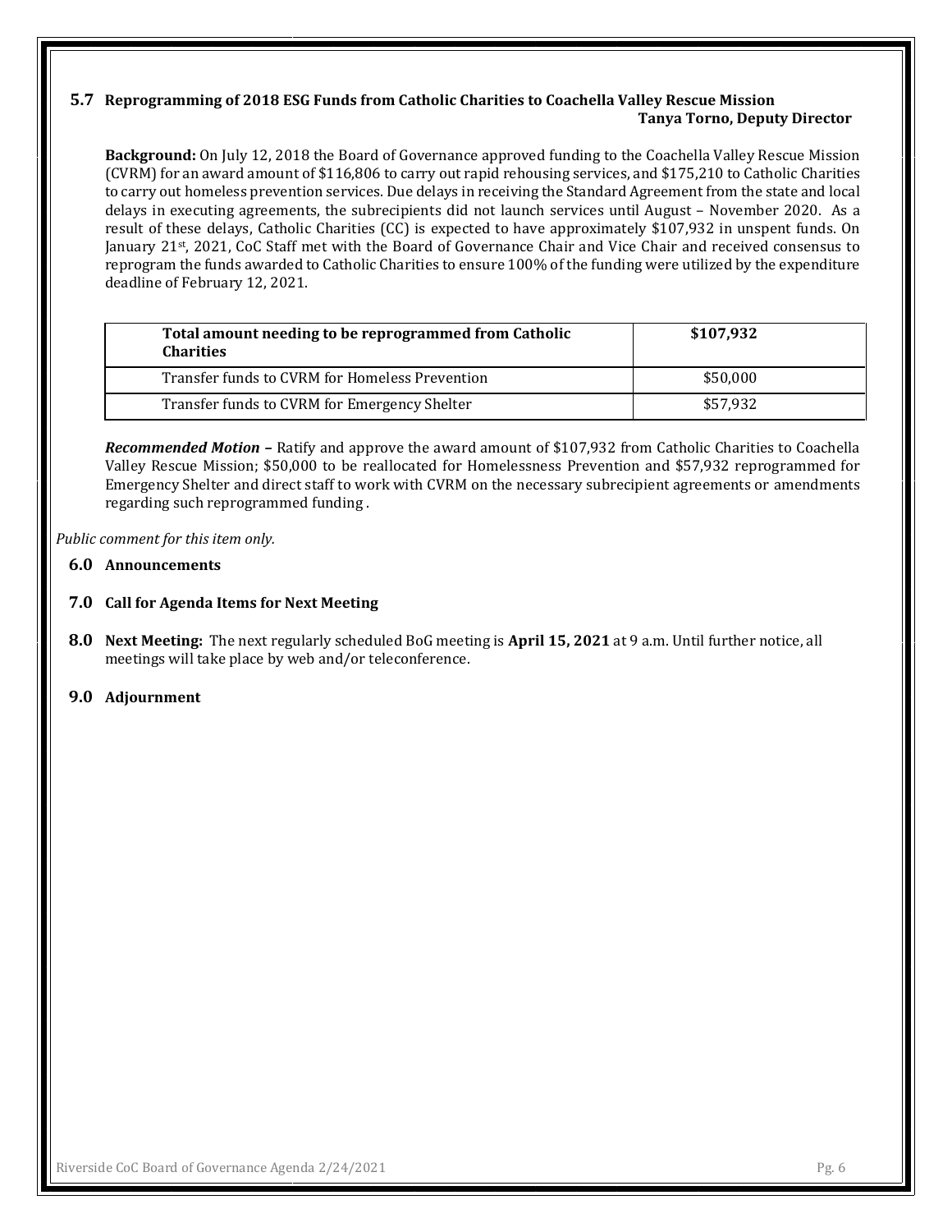### 5.7 Reprogramming of 2018 ESG Funds from Catholic Charities to Coachella Valley Rescue Mission

**Tanya Torno, Deputy Director**

**Background:** On July 12, 2018 the Board of Governance approved funding to the Coachella Valley Rescue Mission (CVRM) for an award amount of $116,806 to carry out rapid rehousing services, and $175,210 to Catholic Charities to carry out homeless prevention services. Due delays in receiving the Standard Agreement from the state and local delays in executing agreements, the subrecipients did not launch services until August – November 2020. As a result of these delays, Catholic Charities (CC) is expected to have approximately $107,932 in unspent funds. On January 21st, 2021, CoC Staff met with the Board of Governance Chair and Vice Chair and received consensus to reprogram the funds awarded to Catholic Charities to ensure 100% of the funding were utilized by the expenditure deadline of February 12, 2021.

| **Total amount needing to be reprogrammed from Catholic Charities** | **$107,932** |
|---|---|
| Transfer funds to CVRM for Homeless Prevention | $50,000 |
| Transfer funds to CVRM for Emergency Shelter | $57,932 |

***Recommended Motion*** **–** Ratify and approve the award amount of $107,932 from Catholic Charities to Coachella Valley Rescue Mission; $50,000 to be reallocated for Homelessness Prevention and $57,932 reprogrammed for Emergency Shelter and direct staff to work with CVRM on the necessary subrecipient agreements or amendments regarding such reprogrammed funding .

*Public comment for this item only.*

### 6.0 Announcements

### 7.0 Call for Agenda Items for Next Meeting

### 8.0 Next Meeting:

The next regularly scheduled BoG meeting is **April 15, 2021** at 9 a.m. Until further notice, all meetings will take place by web and/or teleconference.

### 9.0 Adjournment